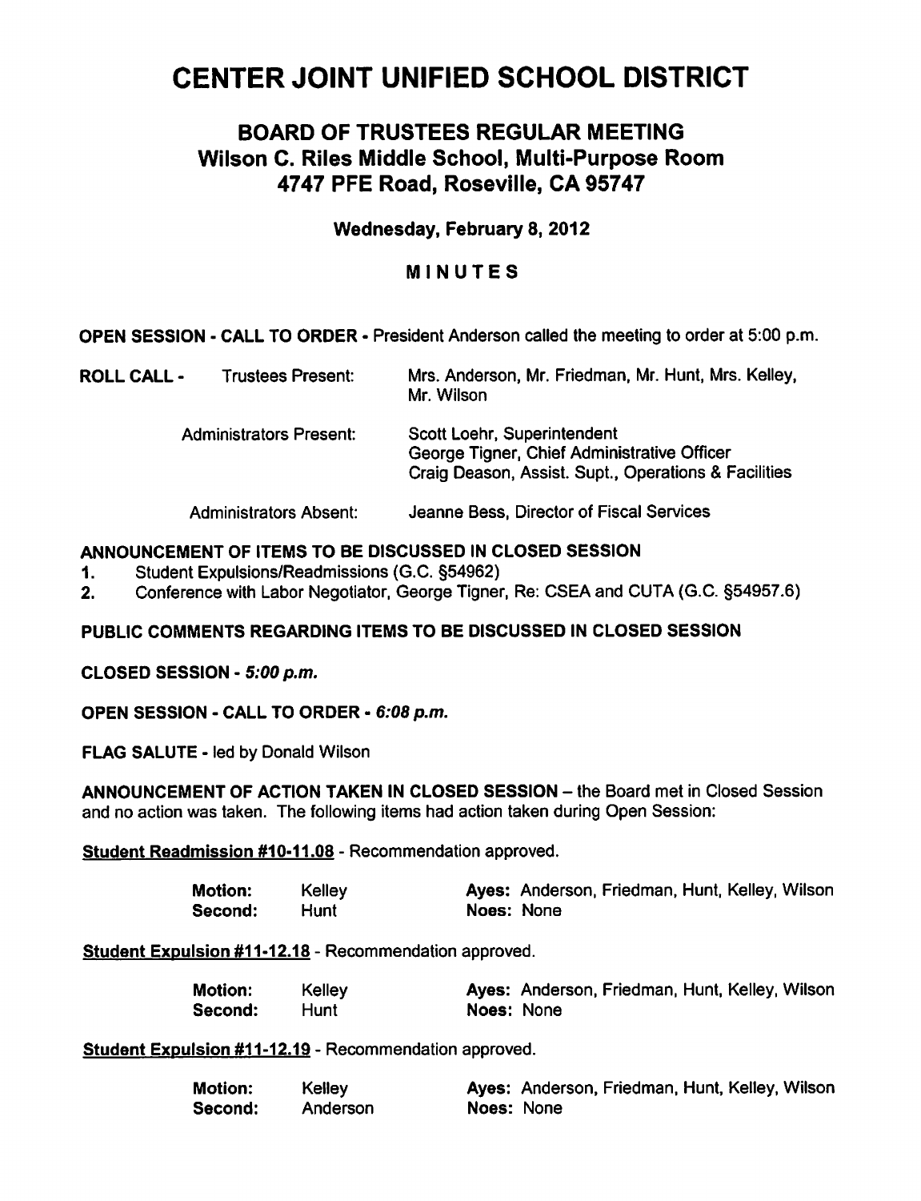# CENTER JOINT UNIFIED SCHOOL DISTRICT

## BOARD OF TRUSTEES REGULAR MEETING
## Wilson C. Riles Middle School, Multi-Purpose Room
## 4747 PFE Road, Roseville, CA 95747

### Wednesday, February 8, 2012

### MINUTES

**OPEN SESSION - CALL TO ORDER** - President Anderson called the meeting to order at 5:00 p.m.

**ROLL CALL** -

| | |
|---|---|
| Trustees Present: | Mrs. Anderson, Mr. Friedman, Mr. Hunt, Mrs. Kelley, Mr. Wilson |
| Administrators Present: | Scott Loehr, Superintendent<br>George Tigner, Chief Administrative Officer<br>Craig Deason, Assist. Supt., Operations & Facilities |
| Administrators Absent: | Jeanne Bess, Director of Fiscal Services |

**ANNOUNCEMENT OF ITEMS TO BE DISCUSSED IN CLOSED SESSION**

1. Student Expulsions/Readmissions (G.C. §54962)
2. Conference with Labor Negotiator, George Tigner, Re: CSEA and CUTA (G.C. §54957.6)

**PUBLIC COMMENTS REGARDING ITEMS TO BE DISCUSSED IN CLOSED SESSION**

**CLOSED SESSION -** ***5:00 p.m.***

**OPEN SESSION - CALL TO ORDER -** ***6:08 p.m.***

**FLAG SALUTE** - led by Donald Wilson

**ANNOUNCEMENT OF ACTION TAKEN IN CLOSED SESSION** – the Board met in Closed Session and no action was taken. The following items had action taken during Open Session:

**Student Readmission #10-11.08** - Recommendation approved.

| | | | |
|---|---|---|---|
| **Motion:** | Kelley | **Ayes:** | Anderson, Friedman, Hunt, Kelley, Wilson |
| **Second:** | Hunt | **Noes:** | None |

**Student Expulsion #11-12.18** - Recommendation approved.

| | | | |
|---|---|---|---|
| **Motion:** | Kelley | **Ayes:** | Anderson, Friedman, Hunt, Kelley, Wilson |
| **Second:** | Hunt | **Noes:** | None |

**Student Expulsion #11-12.19** - Recommendation approved.

| | | | |
|---|---|---|---|
| **Motion:** | Kelley | **Ayes:** | Anderson, Friedman, Hunt, Kelley, Wilson |
| **Second:** | Anderson | **Noes:** | None |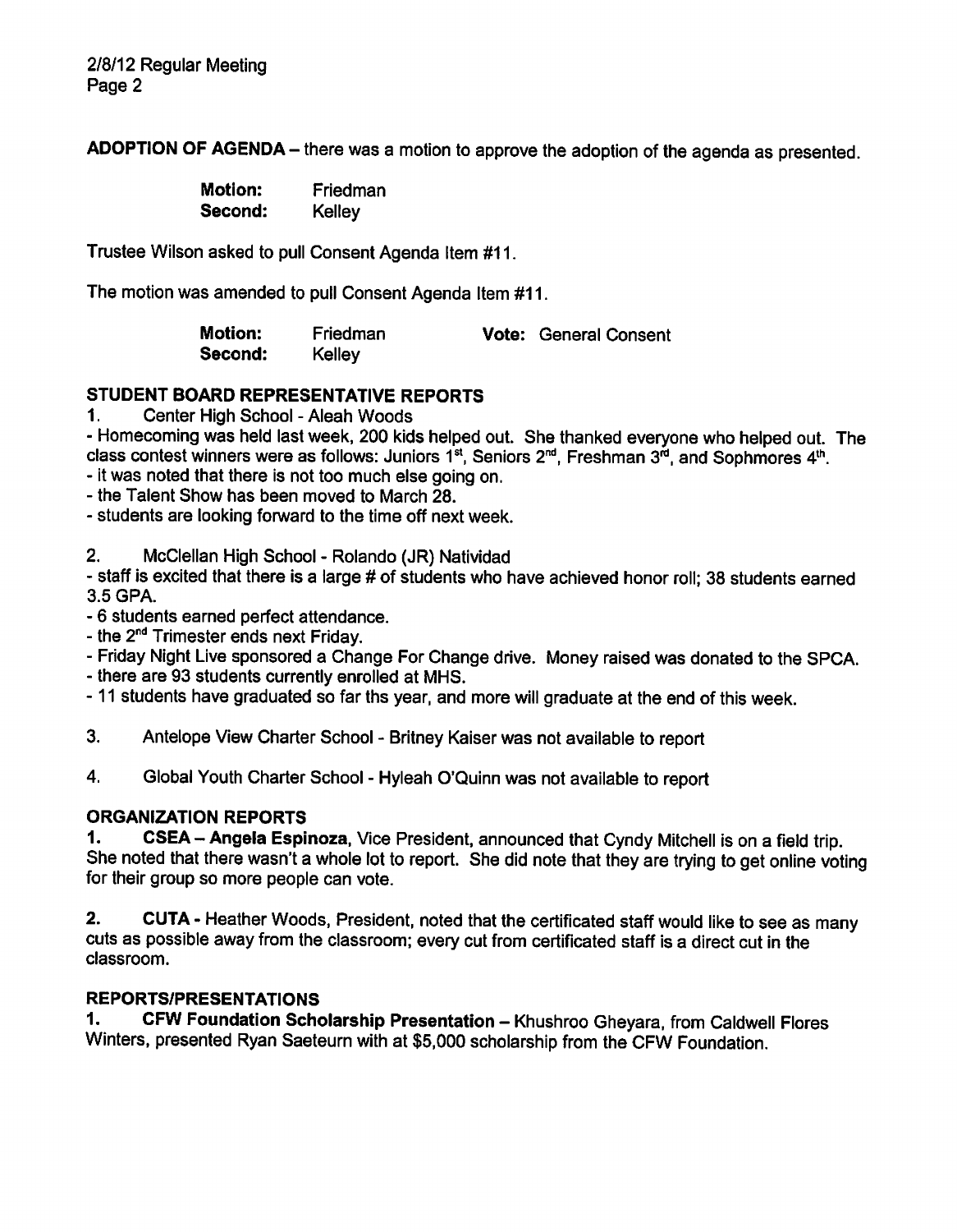**ADOPTION OF AGENDA** – there was a motion to approve the adoption of the agenda as presented.

**Motion:** Friedman
**Second:** Kelley

Trustee Wilson asked to pull Consent Agenda Item #11.

The motion was amended to pull Consent Agenda Item #11.

**Motion:** Friedman **Vote:** General Consent
**Second:** Kelley

## STUDENT BOARD REPRESENTATIVE REPORTS

1. Center High School - Aleah Woods

- Homecoming was held last week, 200 kids helped out. She thanked everyone who helped out. The class contest winners were as follows: Juniors 1st, Seniors 2nd, Freshman 3rd, and Sophmores 4th.
- it was noted that there is not too much else going on.
- the Talent Show has been moved to March 28.
- students are looking forward to the time off next week.

2. McClellan High School - Rolando (JR) Natividad

- staff is excited that there is a large # of students who have achieved honor roll; 38 students earned 3.5 GPA.
- 6 students earned perfect attendance.
- the 2nd Trimester ends next Friday.
- Friday Night Live sponsored a Change For Change drive. Money raised was donated to the SPCA.
- there are 93 students currently enrolled at MHS.
- 11 students have graduated so far ths year, and more will graduate at the end of this week.

3. Antelope View Charter School - Britney Kaiser was not available to report

4. Global Youth Charter School - Hyleah O'Quinn was not available to report

## ORGANIZATION REPORTS

**1. CSEA – Angela Espinoza**, Vice President, announced that Cyndy Mitchell is on a field trip. She noted that there wasn't a whole lot to report. She did note that they are trying to get online voting for their group so more people can vote.

**2. CUTA** - Heather Woods, President, noted that the certificated staff would like to see as many cuts as possible away from the classroom; every cut from certificated staff is a direct cut in the classroom.

## REPORTS/PRESENTATIONS

**1. CFW Foundation Scholarship Presentation** – Khushroo Gheyara, from Caldwell Flores Winters, presented Ryan Saeteurn with at $5,000 scholarship from the CFW Foundation.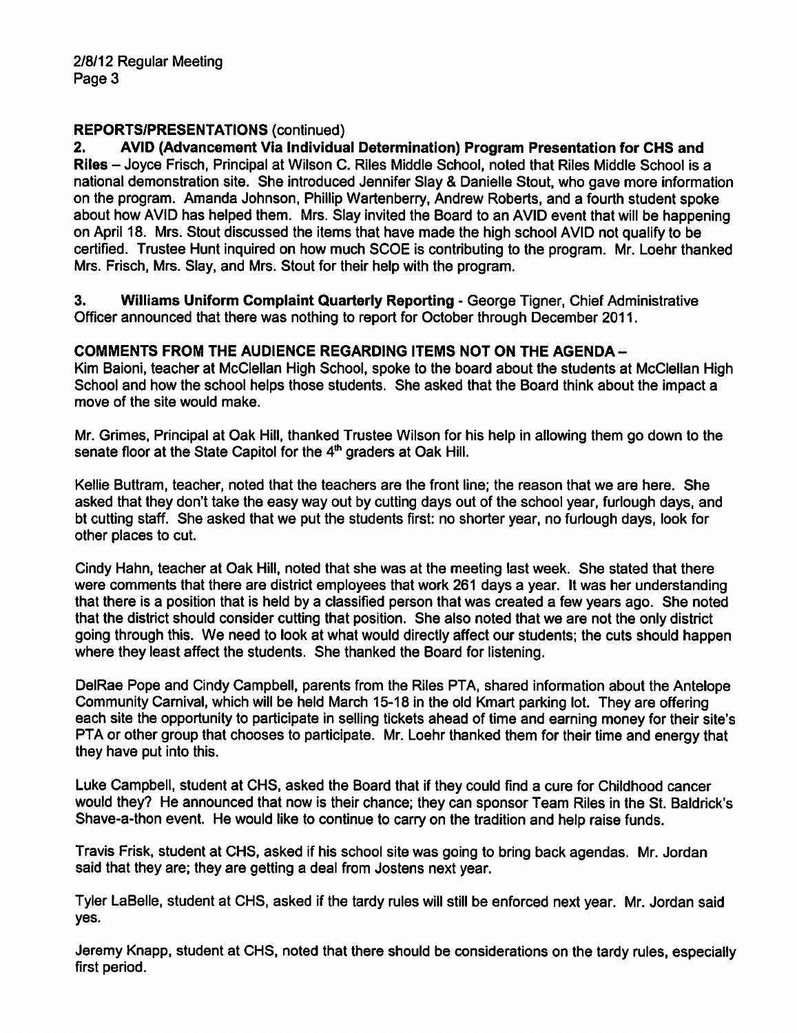**REPORTS/PRESENTATIONS** (continued)

**2. AVID (Advancement Via Individual Determination) Program Presentation for CHS and Riles** – Joyce Frisch, Principal at Wilson C. Riles Middle School, noted that Riles Middle School is a national demonstration site. She introduced Jennifer Slay & Danielle Stout, who gave more information on the program. Amanda Johnson, Phillip Wartenberry, Andrew Roberts, and a fourth student spoke about how AVID has helped them. Mrs. Slay invited the Board to an AVID event that will be happening on April 18. Mrs. Stout discussed the items that have made the high school AVID not qualify to be certified. Trustee Hunt inquired on how much SCOE is contributing to the program. Mr. Loehr thanked Mrs. Frisch, Mrs. Slay, and Mrs. Stout for their help with the program.

**3. Williams Uniform Complaint Quarterly Reporting** - George Tigner, Chief Administrative Officer announced that there was nothing to report for October through December 2011.

**COMMENTS FROM THE AUDIENCE REGARDING ITEMS NOT ON THE AGENDA –**

Kim Baioni, teacher at McClellan High School, spoke to the board about the students at McClellan High School and how the school helps those students. She asked that the Board think about the impact a move of the site would make.

Mr. Grimes, Principal at Oak Hill, thanked Trustee Wilson for his help in allowing them go down to the senate floor at the State Capitol for the 4th graders at Oak Hill.

Kellie Buttram, teacher, noted that the teachers are the front line; the reason that we are here. She asked that they don't take the easy way out by cutting days out of the school year, furlough days, and bt cutting staff. She asked that we put the students first: no shorter year, no furlough days, look for other places to cut.

Cindy Hahn, teacher at Oak Hill, noted that she was at the meeting last week. She stated that there were comments that there are district employees that work 261 days a year. It was her understanding that there is a position that is held by a classified person that was created a few years ago. She noted that the district should consider cutting that position. She also noted that we are not the only district going through this. We need to look at what would directly affect our students; the cuts should happen where they least affect the students. She thanked the Board for listening.

DelRae Pope and Cindy Campbell, parents from the Riles PTA, shared information about the Antelope Community Carnival, which will be held March 15-18 in the old Kmart parking lot. They are offering each site the opportunity to participate in selling tickets ahead of time and earning money for their site's PTA or other group that chooses to participate. Mr. Loehr thanked them for their time and energy that they have put into this.

Luke Campbell, student at CHS, asked the Board that if they could find a cure for Childhood cancer would they? He announced that now is their chance; they can sponsor Team Riles in the St. Baldrick's Shave-a-thon event. He would like to continue to carry on the tradition and help raise funds.

Travis Frisk, student at CHS, asked if his school site was going to bring back agendas. Mr. Jordan said that they are; they are getting a deal from Jostens next year.

Tyler LaBelle, student at CHS, asked if the tardy rules will still be enforced next year. Mr. Jordan said yes.

Jeremy Knapp, student at CHS, noted that there should be considerations on the tardy rules, especially first period.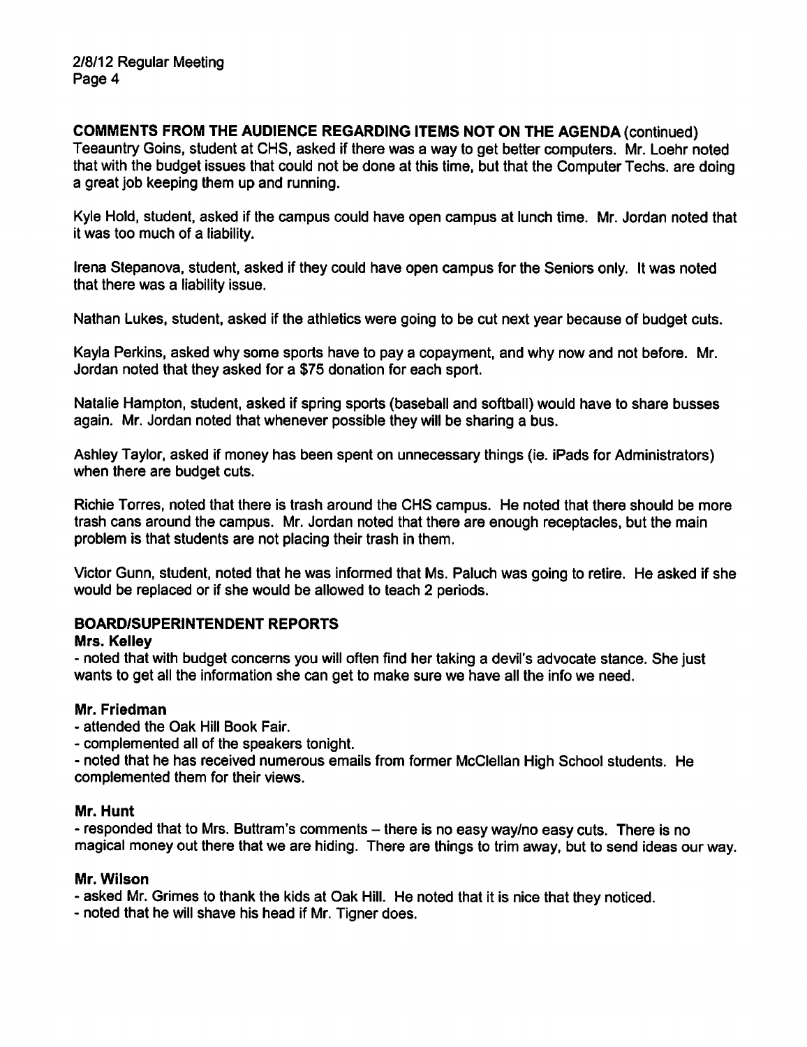**COMMENTS FROM THE AUDIENCE REGARDING ITEMS NOT ON THE AGENDA** (continued)
Teeauntry Goins, student at CHS, asked if there was a way to get better computers. Mr. Loehr noted that with the budget issues that could not be done at this time, but that the Computer Techs. are doing a great job keeping them up and running.

Kyle Hold, student, asked if the campus could have open campus at lunch time. Mr. Jordan noted that it was too much of a liability.

Irena Stepanova, student, asked if they could have open campus for the Seniors only. It was noted that there was a liability issue.

Nathan Lukes, student, asked if the athletics were going to be cut next year because of budget cuts.

Kayla Perkins, asked why some sports have to pay a copayment, and why now and not before. Mr. Jordan noted that they asked for a $75 donation for each sport.

Natalie Hampton, student, asked if spring sports (baseball and softball) would have to share busses again. Mr. Jordan noted that whenever possible they will be sharing a bus.

Ashley Taylor, asked if money has been spent on unnecessary things (ie. iPads for Administrators) when there are budget cuts.

Richie Torres, noted that there is trash around the CHS campus. He noted that there should be more trash cans around the campus. Mr. Jordan noted that there are enough receptacles, but the main problem is that students are not placing their trash in them.

Victor Gunn, student, noted that he was informed that Ms. Paluch was going to retire. He asked if she would be replaced or if she would be allowed to teach 2 periods.

**BOARD/SUPERINTENDENT REPORTS**

**Mrs. Kelley**

- noted that with budget concerns you will often find her taking a devil's advocate stance. She just wants to get all the information she can get to make sure we have all the info we need.

**Mr. Friedman**

- attended the Oak Hill Book Fair.
- complemented all of the speakers tonight.
- noted that he has received numerous emails from former McClellan High School students. He complemented them for their views.

**Mr. Hunt**

- responded that to Mrs. Buttram's comments – there is no easy way/no easy cuts. There is no magical money out there that we are hiding. There are things to trim away, but to send ideas our way.

**Mr. Wilson**

- asked Mr. Grimes to thank the kids at Oak Hill. He noted that it is nice that they noticed.
- noted that he will shave his head if Mr. Tigner does.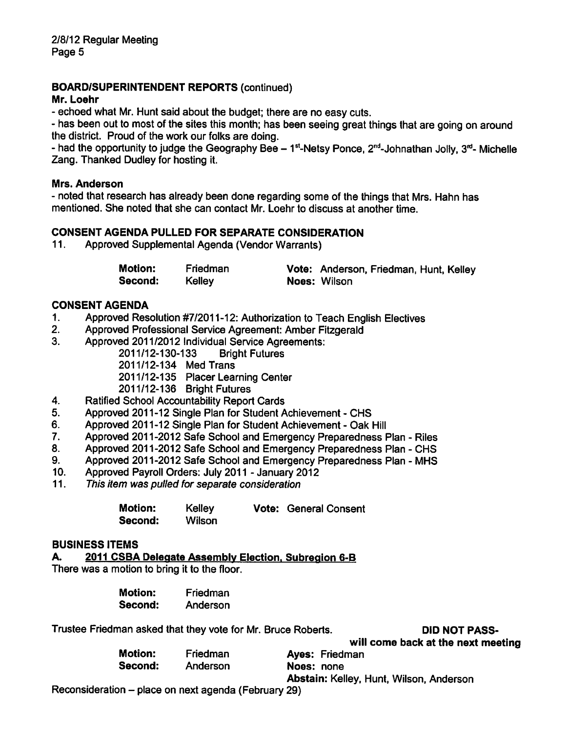## BOARD/SUPERINTENDENT REPORTS (continued)

**Mr. Loehr**

- echoed what Mr. Hunt said about the budget; there are no easy cuts.
- has been out to most of the sites this month; has been seeing great things that are going on around the district. Proud of the work our folks are doing.
- had the opportunity to judge the Geography Bee – 1st-Netsy Ponce, 2nd-Johnathan Jolly, 3rd- Michelle Zang. Thanked Dudley for hosting it.

**Mrs. Anderson**

- noted that research has already been done regarding some of the things that Mrs. Hahn has mentioned. She noted that she can contact Mr. Loehr to discuss at another time.

## CONSENT AGENDA PULLED FOR SEPARATE CONSIDERATION

11. Approved Supplemental Agenda (Vendor Warrants)

| | | | |
|---|---|---|---|
| **Motion:** | Friedman | **Vote:** | Anderson, Friedman, Hunt, Kelley |
| **Second:** | Kelley | **Noes:** | Wilson |

## CONSENT AGENDA

1. Approved Resolution #7/2011-12: Authorization to Teach English Electives
2. Approved Professional Service Agreement: Amber Fitzgerald
3. Approved 2011/2012 Individual Service Agreements:
   - 2011/12-130-133 Bright Futures
   - 2011/12-134 Med Trans
   - 2011/12-135 Placer Learning Center
   - 2011/12-136 Bright Futures
4. Ratified School Accountability Report Cards
5. Approved 2011-12 Single Plan for Student Achievement - CHS
6. Approved 2011-12 Single Plan for Student Achievement - Oak Hill
7. Approved 2011-2012 Safe School and Emergency Preparedness Plan - Riles
8. Approved 2011-2012 Safe School and Emergency Preparedness Plan - CHS
9. Approved 2011-2012 Safe School and Emergency Preparedness Plan - MHS
10. Approved Payroll Orders: July 2011 - January 2012
11. *This item was pulled for separate consideration*

| | | | |
|---|---|---|---|
| **Motion:** | Kelley | **Vote:** | General Consent |
| **Second:** | Wilson | | |

## BUSINESS ITEMS

**A. <u>2011 CSBA Delegate Assembly Election, Subregion 6-B</u>**

There was a motion to bring it to the floor.

| | |
|---|---|
| **Motion:** | Friedman |
| **Second:** | Anderson |

Trustee Friedman asked that they vote for Mr. Bruce Roberts. **DID NOT PASS- will come back at the next meeting**

| | | | |
|---|---|---|---|
| **Motion:** | Friedman | **Ayes:** | Friedman |
| **Second:** | Anderson | **Noes:** | none |
| | | **Abstain:** | Kelley, Hunt, Wilson, Anderson |

Reconsideration – place on next agenda (February 29)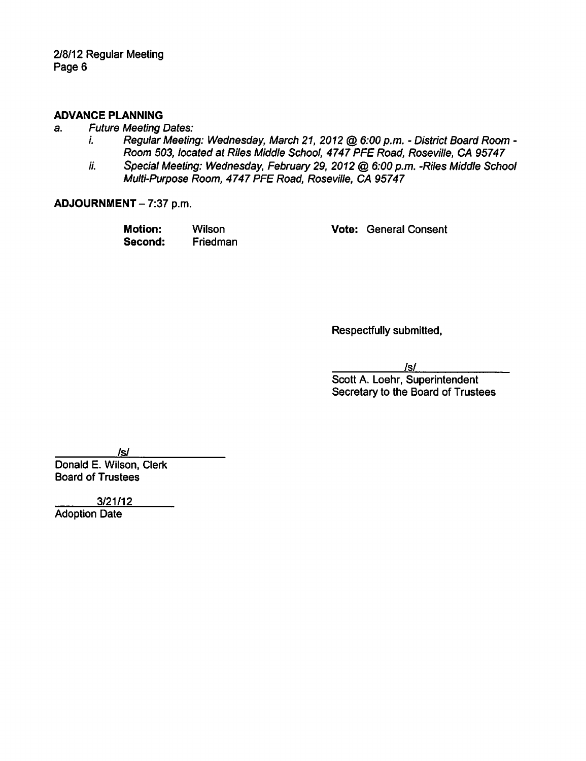## ADVANCE PLANNING

a. *Future Meeting Dates:*
   i. *Regular Meeting: Wednesday, March 21, 2012 @ 6:00 p.m. - District Board Room - Room 503, located at Riles Middle School, 4747 PFE Road, Roseville, CA 95747*
   ii. *Special Meeting: Wednesday, February 29, 2012 @ 6:00 p.m. -Riles Middle School Multi-Purpose Room, 4747 PFE Road, Roseville, CA 95747*

**ADJOURNMENT** – 7:37 p.m.

**Motion:** Wilson
**Second:** Friedman
**Vote:** General Consent

Respectfully submitted,

/s/
Scott A. Loehr, Superintendent
Secretary to the Board of Trustees

/s/
Donald E. Wilson, Clerk
Board of Trustees

3/21/12
Adoption Date